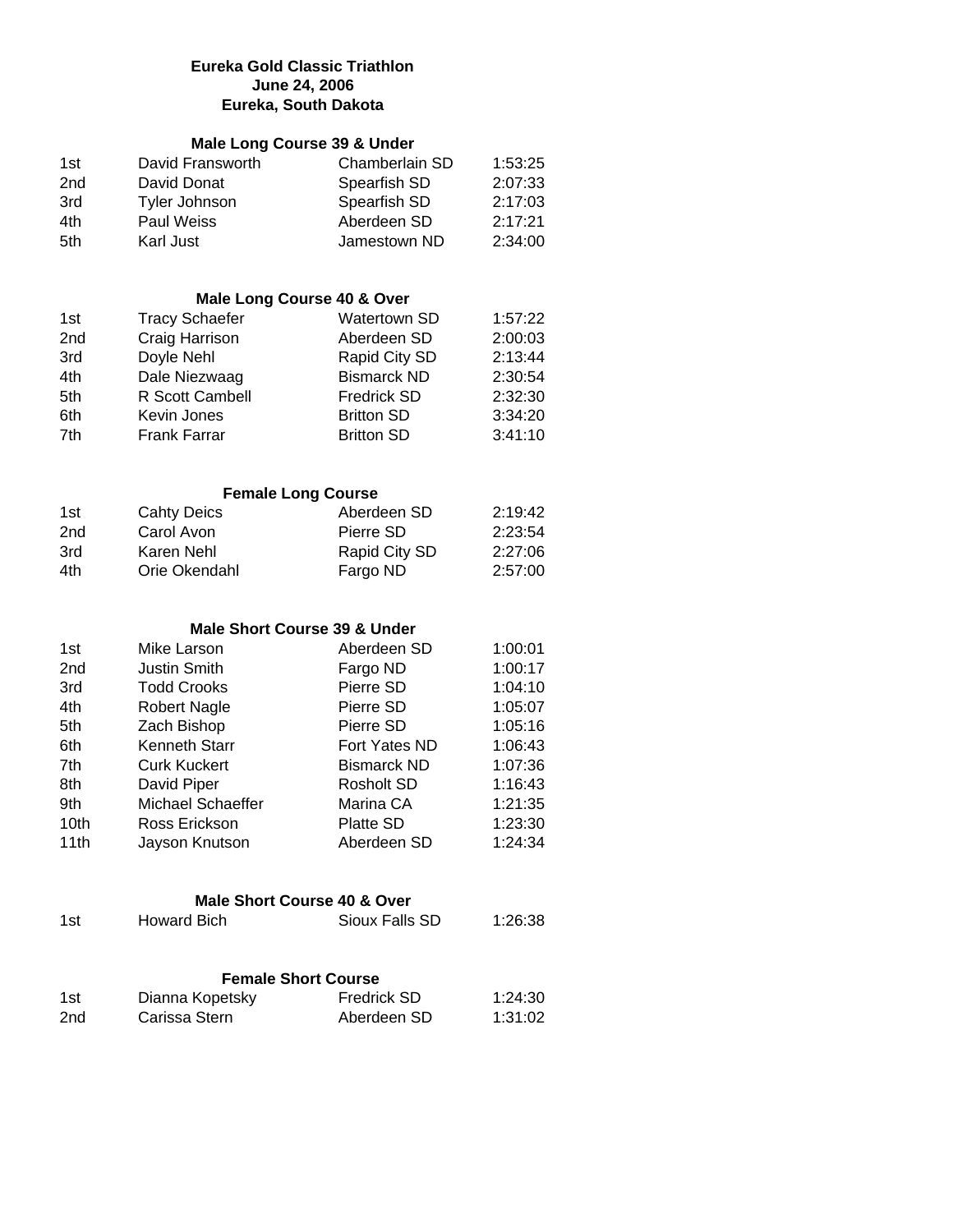# Eureka Gold Classic Triathlon

**June 24, 2006**

**Eureka, South Dakota**

### Male Long Course 39 & Under

| | | | |
|---|---|---|---|
| 1st | David Fransworth | Chamberlain SD | 1:53:25 |
| 2nd | David Donat | Spearfish SD | 2:07:33 |
| 3rd | Tyler Johnson | Spearfish SD | 2:17:03 |
| 4th | Paul Weiss | Aberdeen SD | 2:17:21 |
| 5th | Karl Just | Jamestown ND | 2:34:00 |

### Male Long Course 40 & Over

| | | | |
|---|---|---|---|
| 1st | Tracy Schaefer | Watertown SD | 1:57:22 |
| 2nd | Craig Harrison | Aberdeen SD | 2:00:03 |
| 3rd | Doyle Nehl | Rapid City SD | 2:13:44 |
| 4th | Dale Niezwaag | Bismarck ND | 2:30:54 |
| 5th | R Scott Cambell | Fredrick SD | 2:32:30 |
| 6th | Kevin Jones | Britton SD | 3:34:20 |
| 7th | Frank Farrar | Britton SD | 3:41:10 |

### Female Long Course

| | | | |
|---|---|---|---|
| 1st | Cahty Deics | Aberdeen SD | 2:19:42 |
| 2nd | Carol Avon | Pierre SD | 2:23:54 |
| 3rd | Karen Nehl | Rapid City SD | 2:27:06 |
| 4th | Orie Okendahl | Fargo ND | 2:57:00 |

### Male Short Course 39 & Under

| | | | |
|---|---|---|---|
| 1st | Mike Larson | Aberdeen SD | 1:00:01 |
| 2nd | Justin Smith | Fargo ND | 1:00:17 |
| 3rd | Todd Crooks | Pierre SD | 1:04:10 |
| 4th | Robert Nagle | Pierre SD | 1:05:07 |
| 5th | Zach Bishop | Pierre SD | 1:05:16 |
| 6th | Kenneth Starr | Fort Yates ND | 1:06:43 |
| 7th | Curk Kuckert | Bismarck ND | 1:07:36 |
| 8th | David Piper | Rosholt SD | 1:16:43 |
| 9th | Michael Schaeffer | Marina CA | 1:21:35 |
| 10th | Ross Erickson | Platte SD | 1:23:30 |
| 11th | Jayson Knutson | Aberdeen SD | 1:24:34 |

### Male Short Course 40 & Over

| | | | |
|---|---|---|---|
| 1st | Howard Bich | Sioux Falls SD | 1:26:38 |

### Female Short Course

| | | | |
|---|---|---|---|
| 1st | Dianna Kopetsky | Fredrick SD | 1:24:30 |
| 2nd | Carissa Stern | Aberdeen SD | 1:31:02 |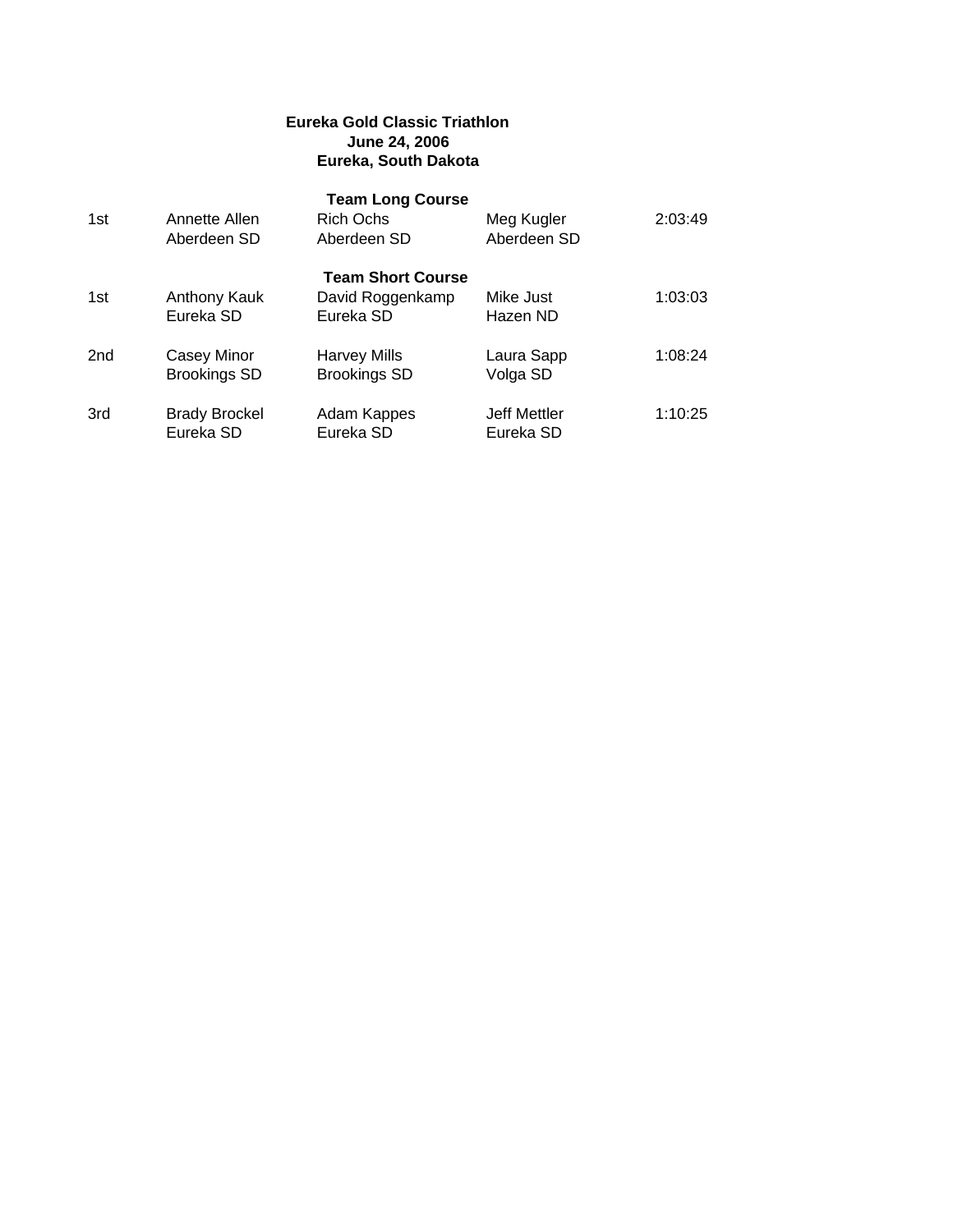**Eureka Gold Classic Triathlon**
**June 24, 2006**
**Eureka, South Dakota**

**Team Long Course**

| | | | | |
|---|---|---|---|---|
| 1st | Annette Allen<br>Aberdeen SD | Rich Ochs<br>Aberdeen SD | Meg Kugler<br>Aberdeen SD | 2:03:49 |

**Team Short Course**

| | | | | |
|---|---|---|---|---|
| 1st | Anthony Kauk<br>Eureka SD | David Roggenkamp<br>Eureka SD | Mike Just<br>Hazen ND | 1:03:03 |
| 2nd | Casey Minor<br>Brookings SD | Harvey Mills<br>Brookings SD | Laura Sapp<br>Volga SD | 1:08:24 |
| 3rd | Brady Brockel<br>Eureka SD | Adam Kappes<br>Eureka SD | Jeff Mettler<br>Eureka SD | 1:10:25 |